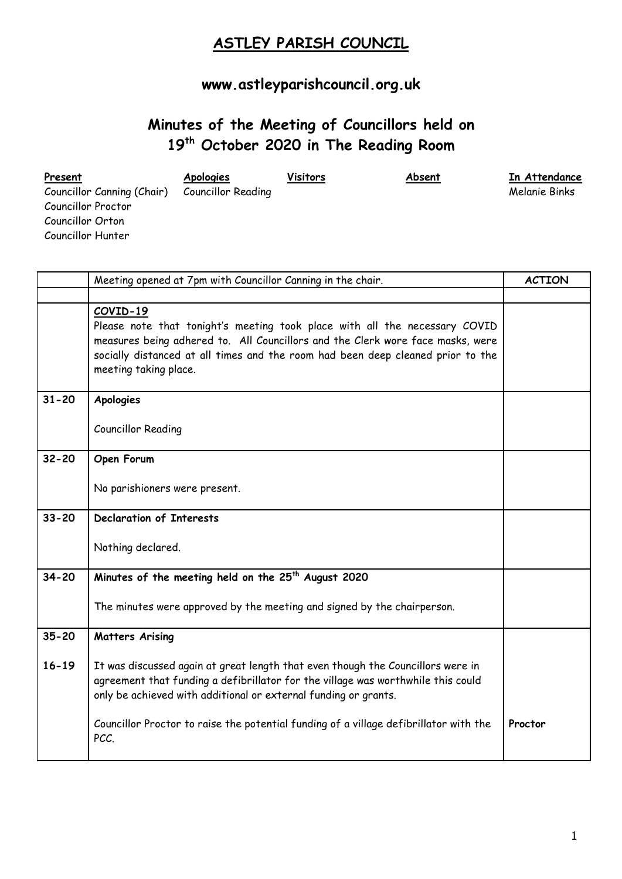# ASTLEY PARISH COUNCIL

## www.astleyparishcouncil.org.uk

## Minutes of the Meeting of Councillors held on 19th October 2020 in The Reading Room

| Present | Apologies | Visitors | Absent | In Attendance |
|---|---|---|---|---|
| Councillor Canning (Chair) | Councillor Reading | | | Melanie Binks |
| Councillor Proctor | | | | |
| Councillor Orton | | | | |
| Councillor Hunter | | | | |

| | Meeting opened at 7pm with Councillor Canning in the chair. | ACTION |
|---|---|---|
| | | |
| | **COVID-19**<br>Please note that tonight's meeting took place with all the necessary COVID measures being adhered to. All Councillors and the Clerk wore face masks, were socially distanced at all times and the room had been deep cleaned prior to the meeting taking place. | |
| **31-20** | **Apologies**<br><br>Councillor Reading | |
| **32-20** | **Open Forum**<br><br>No parishioners were present. | |
| **33-20** | **Declaration of Interests**<br><br>Nothing declared. | |
| **34-20** | **Minutes of the meeting held on the 25th August 2020**<br><br>The minutes were approved by the meeting and signed by the chairperson. | |
| **35-20** | **Matters Arising** | |
| **16-19** | It was discussed again at great length that even though the Councillors were in agreement that funding a defibrillator for the village was worthwhile this could only be achieved with additional or external funding or grants.<br><br>Councillor Proctor to raise the potential funding of a village defibrillator with the PCC. | **Proctor** |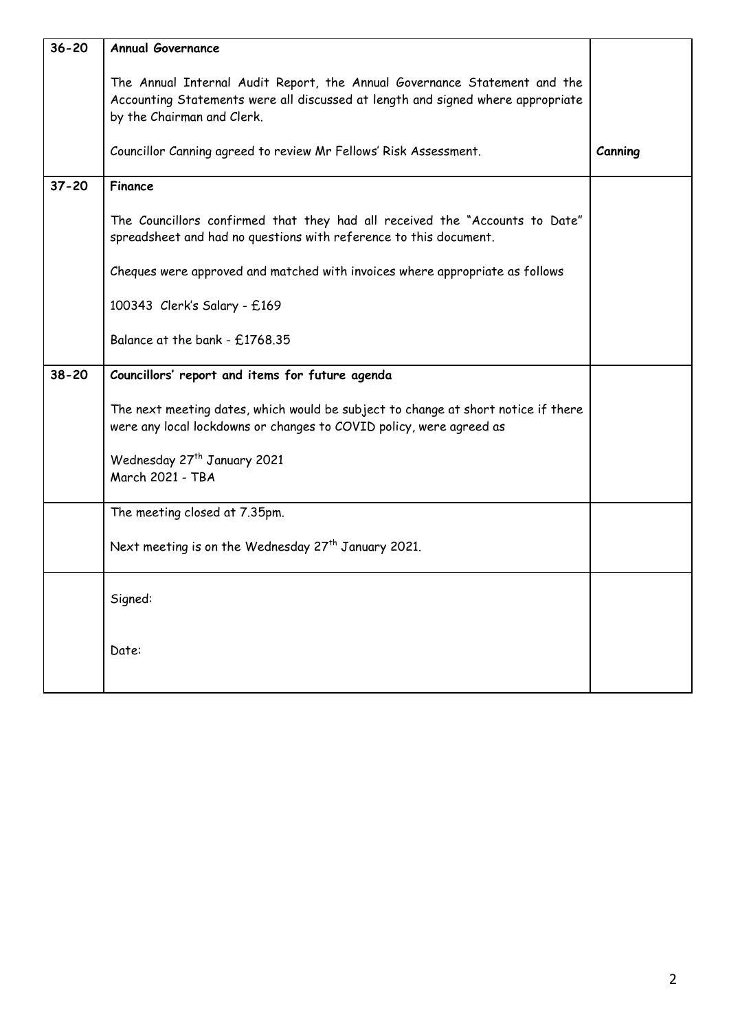| | | |
|---|---|---|
| **36-20** | **Annual Governance**<br><br>The Annual Internal Audit Report, the Annual Governance Statement and the Accounting Statements were all discussed at length and signed where appropriate by the Chairman and Clerk.<br><br>Councillor Canning agreed to review Mr Fellows' Risk Assessment. | **Canning** |
| **37-20** | **Finance**<br><br>The Councillors confirmed that they had all received the "Accounts to Date" spreadsheet and had no questions with reference to this document.<br><br>Cheques were approved and matched with invoices where appropriate as follows<br><br>100343 Clerk's Salary - £169<br><br>Balance at the bank - £1768.35 | |
| **38-20** | **Councillors' report and items for future agenda**<br><br>The next meeting dates, which would be subject to change at short notice if there were any local lockdowns or changes to COVID policy, were agreed as<br><br>Wednesday 27th January 2021<br>March 2021 - TBA | |
| | The meeting closed at 7.35pm.<br><br>Next meeting is on the Wednesday 27th January 2021. | |
| | Signed:<br><br>Date: | |